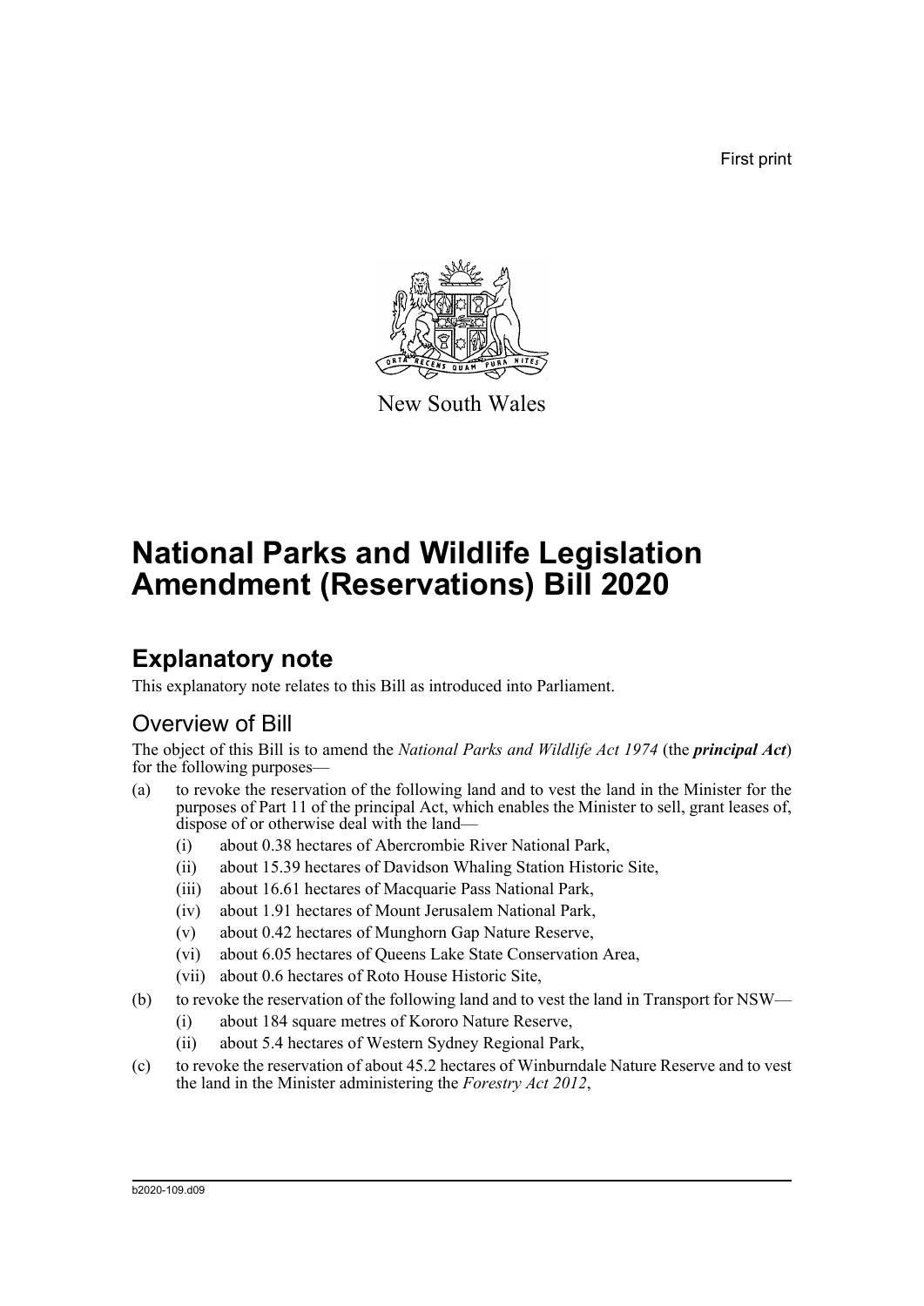First print

New South Wales

# National Parks and Wildlife Legislation Amendment (Reservations) Bill 2020

## Explanatory note

This explanatory note relates to this Bill as introduced into Parliament.

### Overview of Bill

The object of this Bill is to amend the *National Parks and Wildlife Act 1974* (the ***principal Act***) for the following purposes—

- (a) to revoke the reservation of the following land and to vest the land in the Minister for the purposes of Part 11 of the principal Act, which enables the Minister to sell, grant leases of, dispose of or otherwise deal with the land—
  - (i) about 0.38 hectares of Abercrombie River National Park,
  - (ii) about 15.39 hectares of Davidson Whaling Station Historic Site,
  - (iii) about 16.61 hectares of Macquarie Pass National Park,
  - (iv) about 1.91 hectares of Mount Jerusalem National Park,
  - (v) about 0.42 hectares of Munghorn Gap Nature Reserve,
  - (vi) about 6.05 hectares of Queens Lake State Conservation Area,
  - (vii) about 0.6 hectares of Roto House Historic Site,
- (b) to revoke the reservation of the following land and to vest the land in Transport for NSW—
  - (i) about 184 square metres of Korora Nature Reserve,
  - (ii) about 5.4 hectares of Western Sydney Regional Park,
- (c) to revoke the reservation of about 45.2 hectares of Winburndale Nature Reserve and to vest the land in the Minister administering the *Forestry Act 2012*,

b2020-109.d09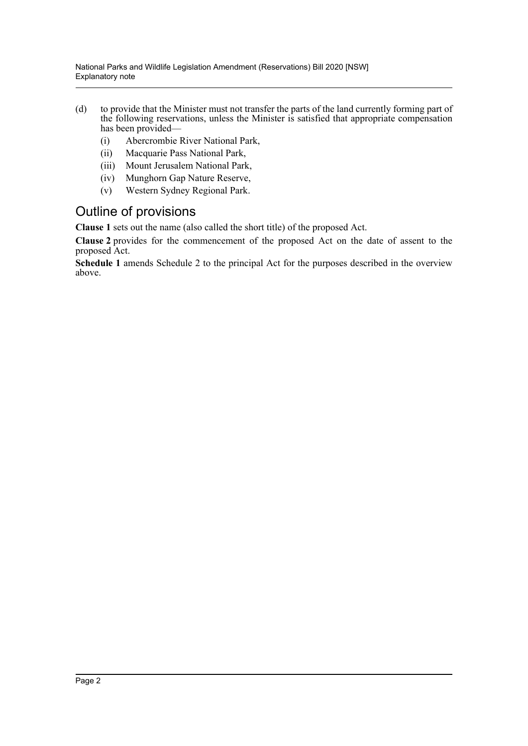(d) to provide that the Minister must not transfer the parts of the land currently forming part of the following reservations, unless the Minister is satisfied that appropriate compensation has been provided—
   (i) Abercrombie River National Park,
   (ii) Macquarie Pass National Park,
   (iii) Mount Jerusalem National Park,
   (iv) Munghorn Gap Nature Reserve,
   (v) Western Sydney Regional Park.

## Outline of provisions

**Clause 1** sets out the name (also called the short title) of the proposed Act.

**Clause 2** provides for the commencement of the proposed Act on the date of assent to the proposed Act.

**Schedule 1** amends Schedule 2 to the principal Act for the purposes described in the overview above.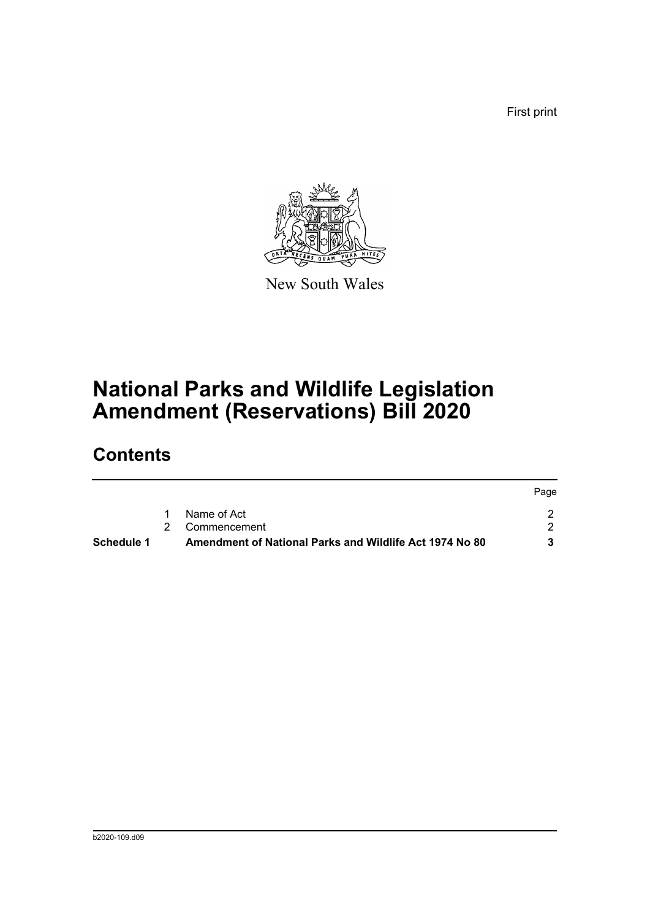First print

New South Wales

# National Parks and Wildlife Legislation Amendment (Reservations) Bill 2020

## Contents

| | | | Page |
|---|---|---|---|
| | 1 | Name of Act | 2 |
| | 2 | Commencement | 2 |
| **Schedule 1** | | **Amendment of National Parks and Wildlife Act 1974 No 80** | **3** |

b2020-109.d09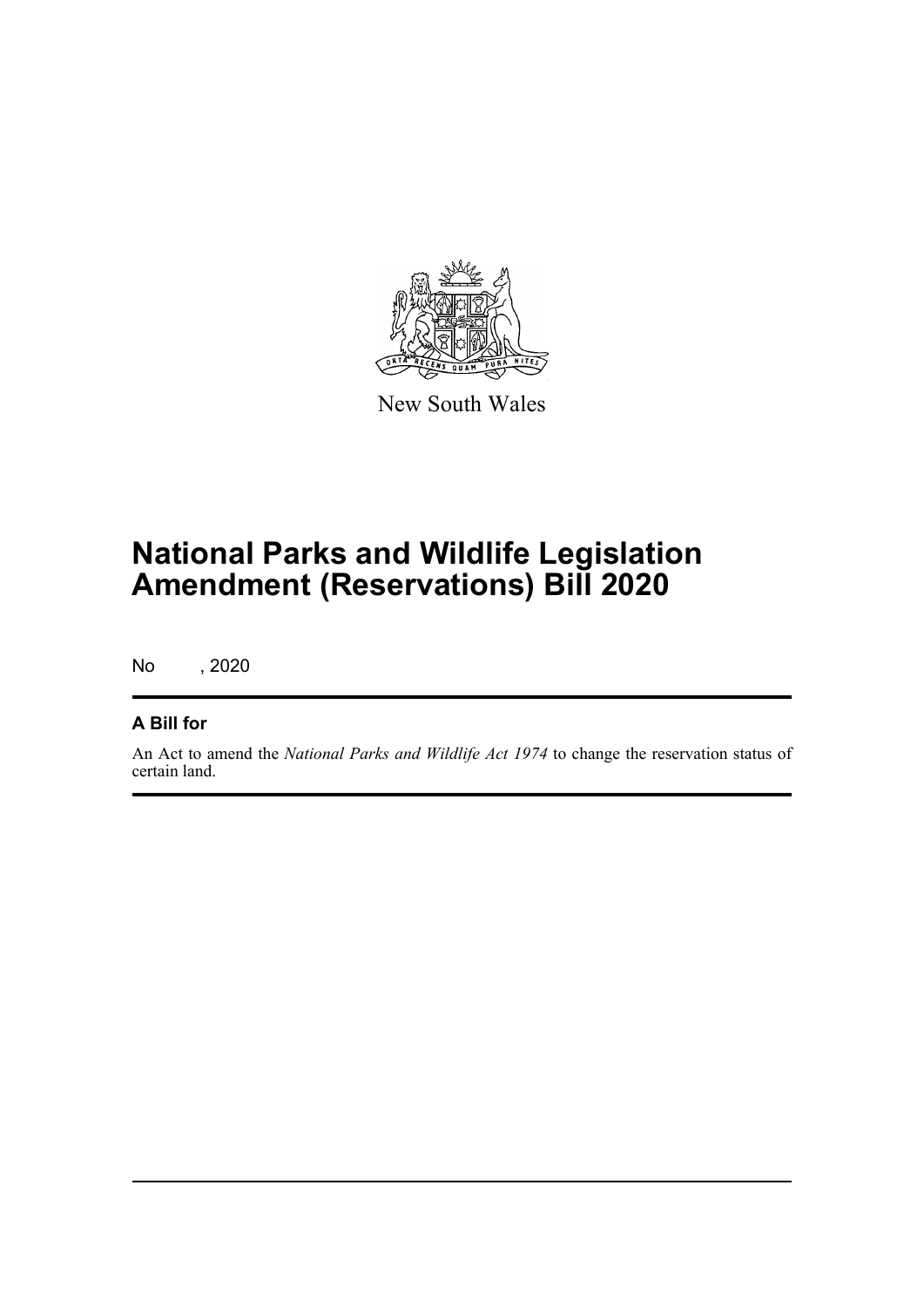New South Wales

# National Parks and Wildlife Legislation Amendment (Reservations) Bill 2020

No , 2020

## A Bill for

An Act to amend the *National Parks and Wildlife Act 1974* to change the reservation status of certain land.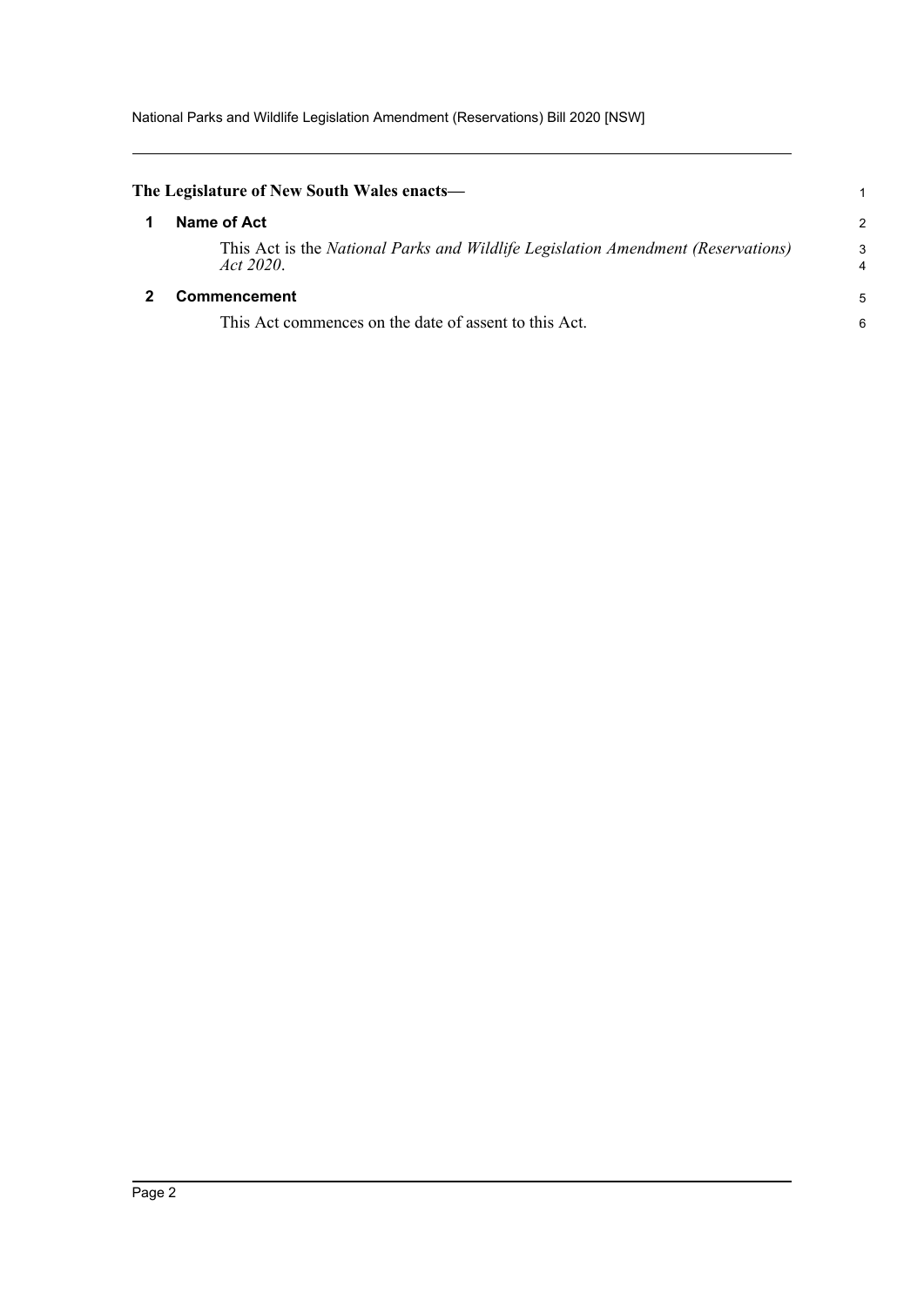**The Legislature of New South Wales enacts—**

## 1 Name of Act

This Act is the *National Parks and Wildlife Legislation Amendment (Reservations) Act 2020*.

## 2 Commencement

This Act commences on the date of assent to this Act.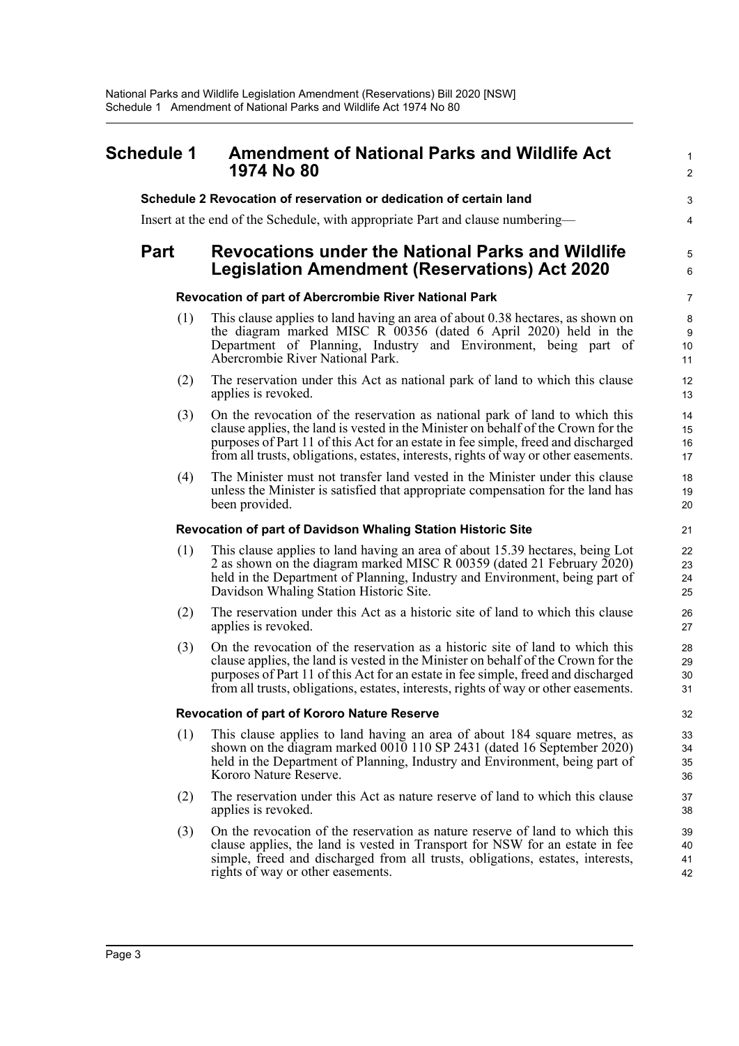# Schedule 1 Amendment of National Parks and Wildlife Act 1974 No 80

**Schedule 2 Revocation of reservation or dedication of certain land**

Insert at the end of the Schedule, with appropriate Part and clause numbering—

## Part Revocations under the National Parks and Wildlife Legislation Amendment (Reservations) Act 2020

**Revocation of part of Abercrombie River National Park**

(1) This clause applies to land having an area of about 0.38 hectares, as shown on the diagram marked MISC R 00356 (dated 6 April 2020) held in the Department of Planning, Industry and Environment, being part of Abercrombie River National Park.

(2) The reservation under this Act as national park of land to which this clause applies is revoked.

(3) On the revocation of the reservation as national park of land to which this clause applies, the land is vested in the Minister on behalf of the Crown for the purposes of Part 11 of this Act for an estate in fee simple, freed and discharged from all trusts, obligations, estates, interests, rights of way or other easements.

(4) The Minister must not transfer land vested in the Minister under this clause unless the Minister is satisfied that appropriate compensation for the land has been provided.

**Revocation of part of Davidson Whaling Station Historic Site**

(1) This clause applies to land having an area of about 15.39 hectares, being Lot 2 as shown on the diagram marked MISC R 00359 (dated 21 February 2020) held in the Department of Planning, Industry and Environment, being part of Davidson Whaling Station Historic Site.

(2) The reservation under this Act as a historic site of land to which this clause applies is revoked.

(3) On the revocation of the reservation as a historic site of land to which this clause applies, the land is vested in the Minister on behalf of the Crown for the purposes of Part 11 of this Act for an estate in fee simple, freed and discharged from all trusts, obligations, estates, interests, rights of way or other easements.

**Revocation of part of Kororo Nature Reserve**

(1) This clause applies to land having an area of about 184 square metres, as shown on the diagram marked 0010 110 SP 2431 (dated 16 September 2020) held in the Department of Planning, Industry and Environment, being part of Kororo Nature Reserve.

(2) The reservation under this Act as nature reserve of land to which this clause applies is revoked.

(3) On the revocation of the reservation as nature reserve of land to which this clause applies, the land is vested in Transport for NSW for an estate in fee simple, freed and discharged from all trusts, obligations, estates, interests, rights of way or other easements.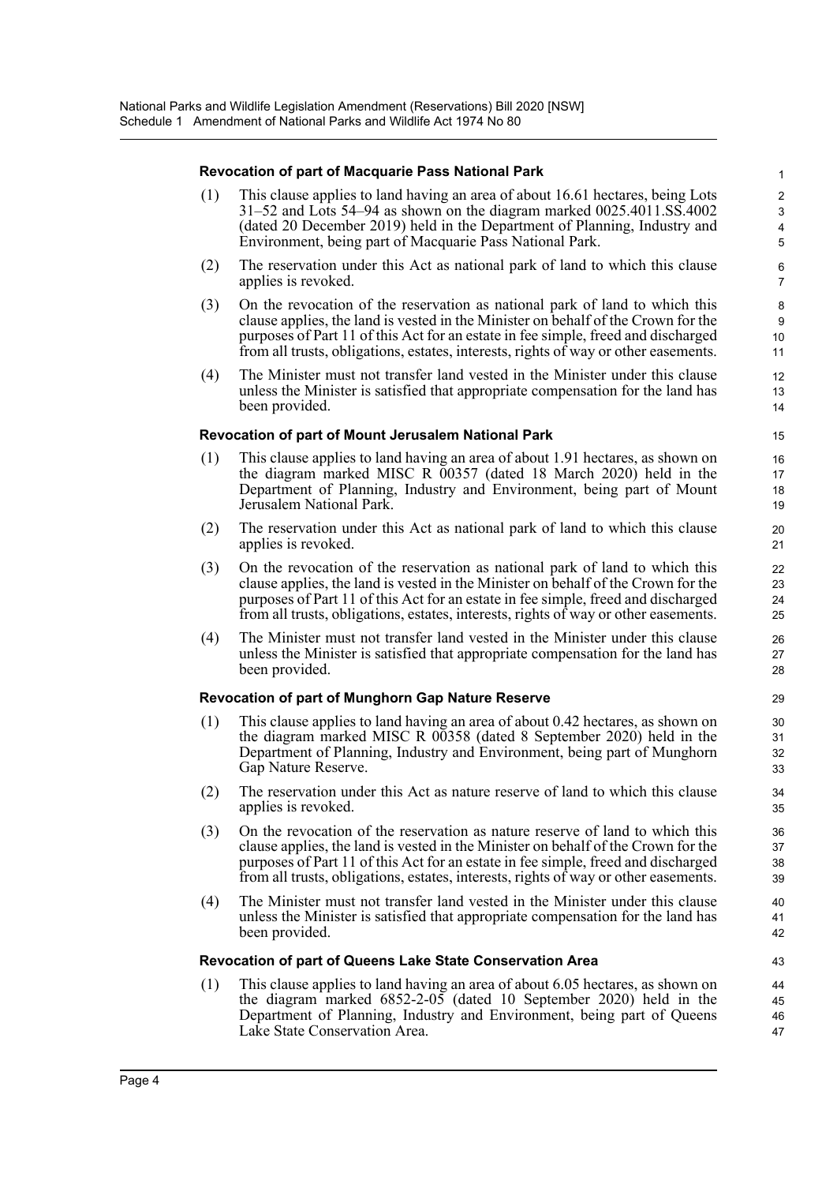### Revocation of part of Macquarie Pass National Park

(1) This clause applies to land having an area of about 16.61 hectares, being Lots 31–52 and Lots 54–94 as shown on the diagram marked 0025.4011.SS.4002 (dated 20 December 2019) held in the Department of Planning, Industry and Environment, being part of Macquarie Pass National Park.

(2) The reservation under this Act as national park of land to which this clause applies is revoked.

(3) On the revocation of the reservation as national park of land to which this clause applies, the land is vested in the Minister on behalf of the Crown for the purposes of Part 11 of this Act for an estate in fee simple, freed and discharged from all trusts, obligations, estates, interests, rights of way or other easements.

(4) The Minister must not transfer land vested in the Minister under this clause unless the Minister is satisfied that appropriate compensation for the land has been provided.

### Revocation of part of Mount Jerusalem National Park

(1) This clause applies to land having an area of about 1.91 hectares, as shown on the diagram marked MISC R 00357 (dated 18 March 2020) held in the Department of Planning, Industry and Environment, being part of Mount Jerusalem National Park.

(2) The reservation under this Act as national park of land to which this clause applies is revoked.

(3) On the revocation of the reservation as national park of land to which this clause applies, the land is vested in the Minister on behalf of the Crown for the purposes of Part 11 of this Act for an estate in fee simple, freed and discharged from all trusts, obligations, estates, interests, rights of way or other easements.

(4) The Minister must not transfer land vested in the Minister under this clause unless the Minister is satisfied that appropriate compensation for the land has been provided.

### Revocation of part of Munghorn Gap Nature Reserve

(1) This clause applies to land having an area of about 0.42 hectares, as shown on the diagram marked MISC R 00358 (dated 8 September 2020) held in the Department of Planning, Industry and Environment, being part of Munghorn Gap Nature Reserve.

(2) The reservation under this Act as nature reserve of land to which this clause applies is revoked.

(3) On the revocation of the reservation as nature reserve of land to which this clause applies, the land is vested in the Minister on behalf of the Crown for the purposes of Part 11 of this Act for an estate in fee simple, freed and discharged from all trusts, obligations, estates, interests, rights of way or other easements.

(4) The Minister must not transfer land vested in the Minister under this clause unless the Minister is satisfied that appropriate compensation for the land has been provided.

### Revocation of part of Queens Lake State Conservation Area

(1) This clause applies to land having an area of about 6.05 hectares, as shown on the diagram marked 6852-2-05 (dated 10 September 2020) held in the Department of Planning, Industry and Environment, being part of Queens Lake State Conservation Area.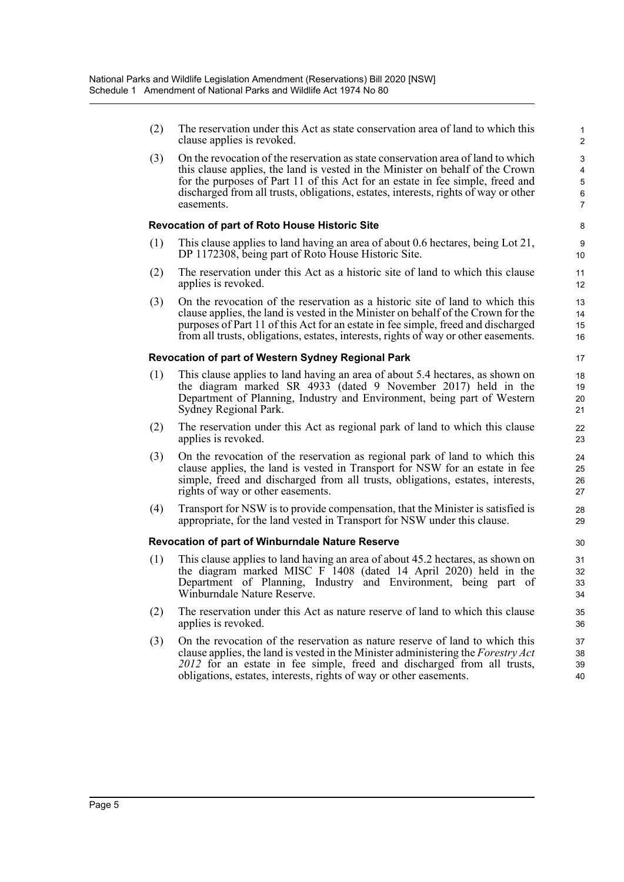(2) The reservation under this Act as state conservation area of land to which this clause applies is revoked.

(3) On the revocation of the reservation as state conservation area of land to which this clause applies, the land is vested in the Minister on behalf of the Crown for the purposes of Part 11 of this Act for an estate in fee simple, freed and discharged from all trusts, obligations, estates, interests, rights of way or other easements.

**Revocation of part of Roto House Historic Site**

(1) This clause applies to land having an area of about 0.6 hectares, being Lot 21, DP 1172308, being part of Roto House Historic Site.

(2) The reservation under this Act as a historic site of land to which this clause applies is revoked.

(3) On the revocation of the reservation as a historic site of land to which this clause applies, the land is vested in the Minister on behalf of the Crown for the purposes of Part 11 of this Act for an estate in fee simple, freed and discharged from all trusts, obligations, estates, interests, rights of way or other easements.

**Revocation of part of Western Sydney Regional Park**

(1) This clause applies to land having an area of about 5.4 hectares, as shown on the diagram marked SR 4933 (dated 9 November 2017) held in the Department of Planning, Industry and Environment, being part of Western Sydney Regional Park.

(2) The reservation under this Act as regional park of land to which this clause applies is revoked.

(3) On the revocation of the reservation as regional park of land to which this clause applies, the land is vested in Transport for NSW for an estate in fee simple, freed and discharged from all trusts, obligations, estates, interests, rights of way or other easements.

(4) Transport for NSW is to provide compensation, that the Minister is satisfied is appropriate, for the land vested in Transport for NSW under this clause.

**Revocation of part of Winburndale Nature Reserve**

(1) This clause applies to land having an area of about 45.2 hectares, as shown on the diagram marked MISC F 1408 (dated 14 April 2020) held in the Department of Planning, Industry and Environment, being part of Winburndale Nature Reserve.

(2) The reservation under this Act as nature reserve of land to which this clause applies is revoked.

(3) On the revocation of the reservation as nature reserve of land to which this clause applies, the land is vested in the Minister administering the *Forestry Act 2012* for an estate in fee simple, freed and discharged from all trusts, obligations, estates, interests, rights of way or other easements.